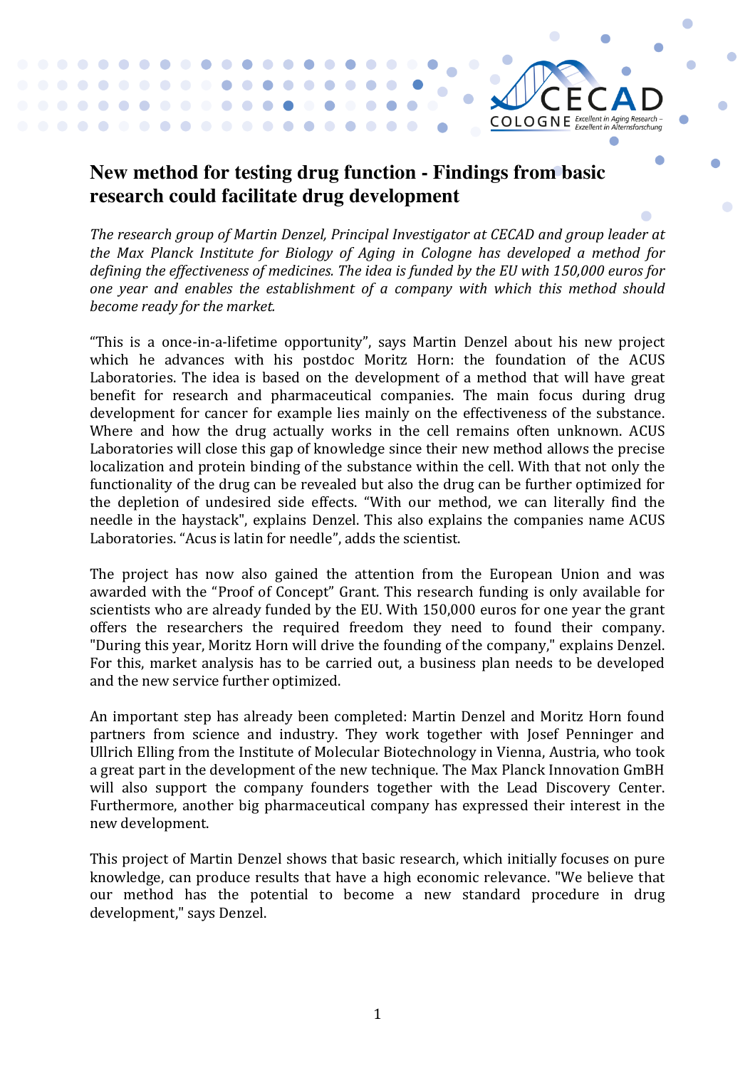# New method for testing drug function - Findings from basic research could facilitate drug development

*The research group of Martin Denzel, Principal Investigator at CECAD and group leader at the Max Planck Institute for Biology of Aging in Cologne has developed a method for defining the effectiveness of medicines. The idea is funded by the EU with 150,000 euros for one year and enables the establishment of a company with which this method should become ready for the market.*

"This is a once-in-a-lifetime opportunity", says Martin Denzel about his new project which he advances with his postdoc Moritz Horn: the foundation of the ACUS Laboratories. The idea is based on the development of a method that will have great benefit for research and pharmaceutical companies. The main focus during drug development for cancer for example lies mainly on the effectiveness of the substance. Where and how the drug actually works in the cell remains often unknown. ACUS Laboratories will close this gap of knowledge since their new method allows the precise localization and protein binding of the substance within the cell. With that not only the functionality of the drug can be revealed but also the drug can be further optimized for the depletion of undesired side effects. "With our method, we can literally find the needle in the haystack", explains Denzel. This also explains the companies name ACUS Laboratories. "Acus is latin for needle", adds the scientist.

The project has now also gained the attention from the European Union and was awarded with the "Proof of Concept" Grant. This research funding is only available for scientists who are already funded by the EU. With 150,000 euros for one year the grant offers the researchers the required freedom they need to found their company. "During this year, Moritz Horn will drive the founding of the company," explains Denzel. For this, market analysis has to be carried out, a business plan needs to be developed and the new service further optimized.

An important step has already been completed: Martin Denzel and Moritz Horn found partners from science and industry. They work together with Josef Penninger and Ullrich Elling from the Institute of Molecular Biotechnology in Vienna, Austria, who took a great part in the development of the new technique. The Max Planck Innovation GmbH will also support the company founders together with the Lead Discovery Center. Furthermore, another big pharmaceutical company has expressed their interest in the new development.

This project of Martin Denzel shows that basic research, which initially focuses on pure knowledge, can produce results that have a high economic relevance. "We believe that our method has the potential to become a new standard procedure in drug development," says Denzel.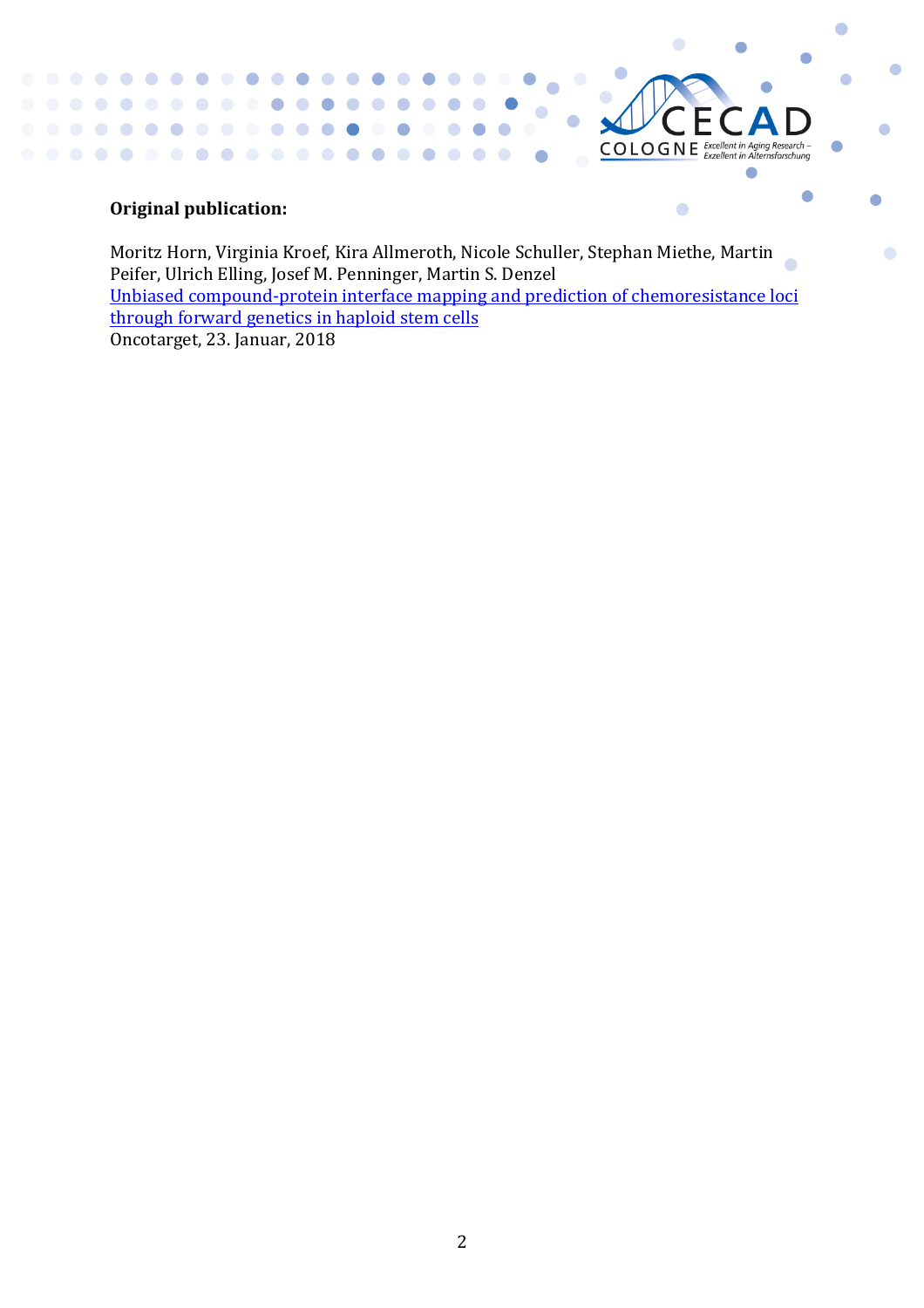**Original publication:**

Moritz Horn, Virginia Kroef, Kira Allmeroth, Nicole Schuller, Stephan Miethe, Martin Peifer, Ulrich Elling, Josef M. Penninger, Martin S. Denzel
Unbiased compound-protein interface mapping and prediction of chemoresistance loci through forward genetics in haploid stem cells
Oncotarget, 23. Januar, 2018